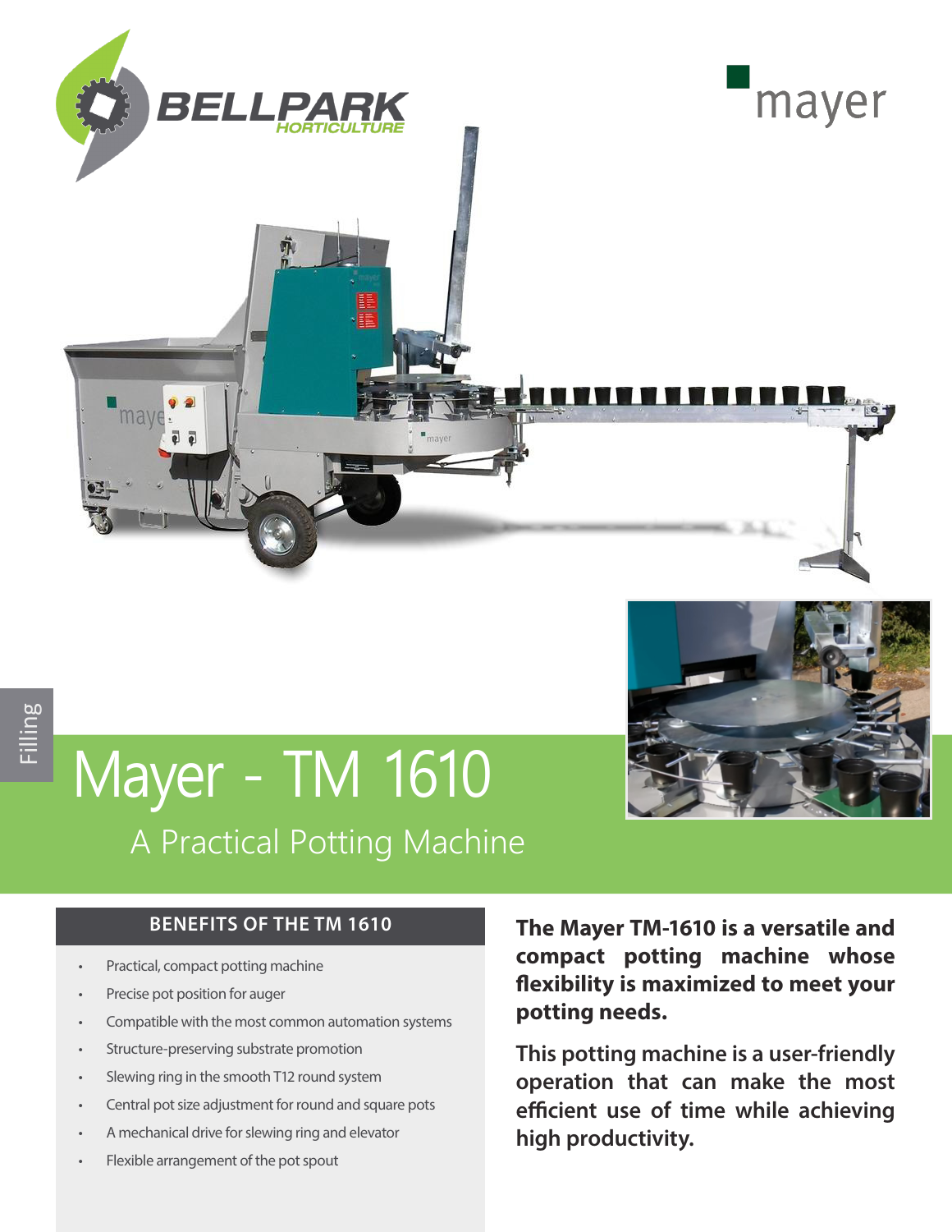# Mayer - TM 1610

## A Practical Potting Machine

### BENEFITS OF THE TM 1610

- Practical, compact potting machine
- Precise pot position for auger
- Compatible with the most common automation systems
- Structure-preserving substrate promotion
- Slewing ring in the smooth T12 round system
- Central pot size adjustment for round and square pots
- A mechanical drive for slewing ring and elevator
- Flexible arrangement of the pot spout

**The Mayer TM-1610 is a versatile and compact potting machine whose flexibility is maximized to meet your potting needs.**

**This potting machine is a user-friendly operation that can make the most efficient use of time while achieving high productivity.**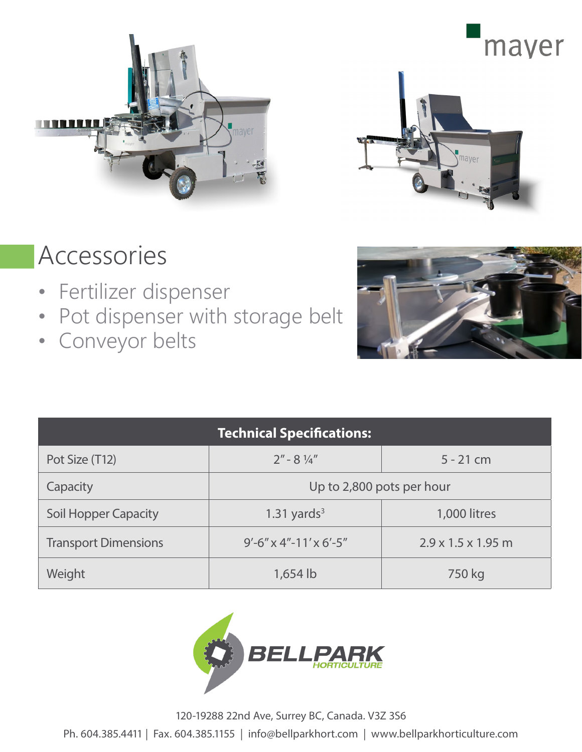mayer

## Accessories

- Fertilizer dispenser
- Pot dispenser with storage belt
- Conveyor belts

| Technical Specifications: | | |
|---|---|---|
| Pot Size (T12) | 2" - 8 ¼" | 5 - 21 cm |
| Capacity | Up to 2,800 pots per hour | |
| Soil Hopper Capacity | 1.31 yards$^3$ | 1,000 litres |
| Transport Dimensions | 9'-6" x 4"-11' x 6'-5" | 2.9 x 1.5 x 1.95 m |
| Weight | 1,654 lb | 750 kg |

BELLPARK HORTICULTURE

120-19288 22nd Ave, Surrey BC, Canada. V3Z 3S6

Ph. 604.385.4411 | Fax. 604.385.1155 | info@bellparkhort.com | www.bellparkhorticulture.com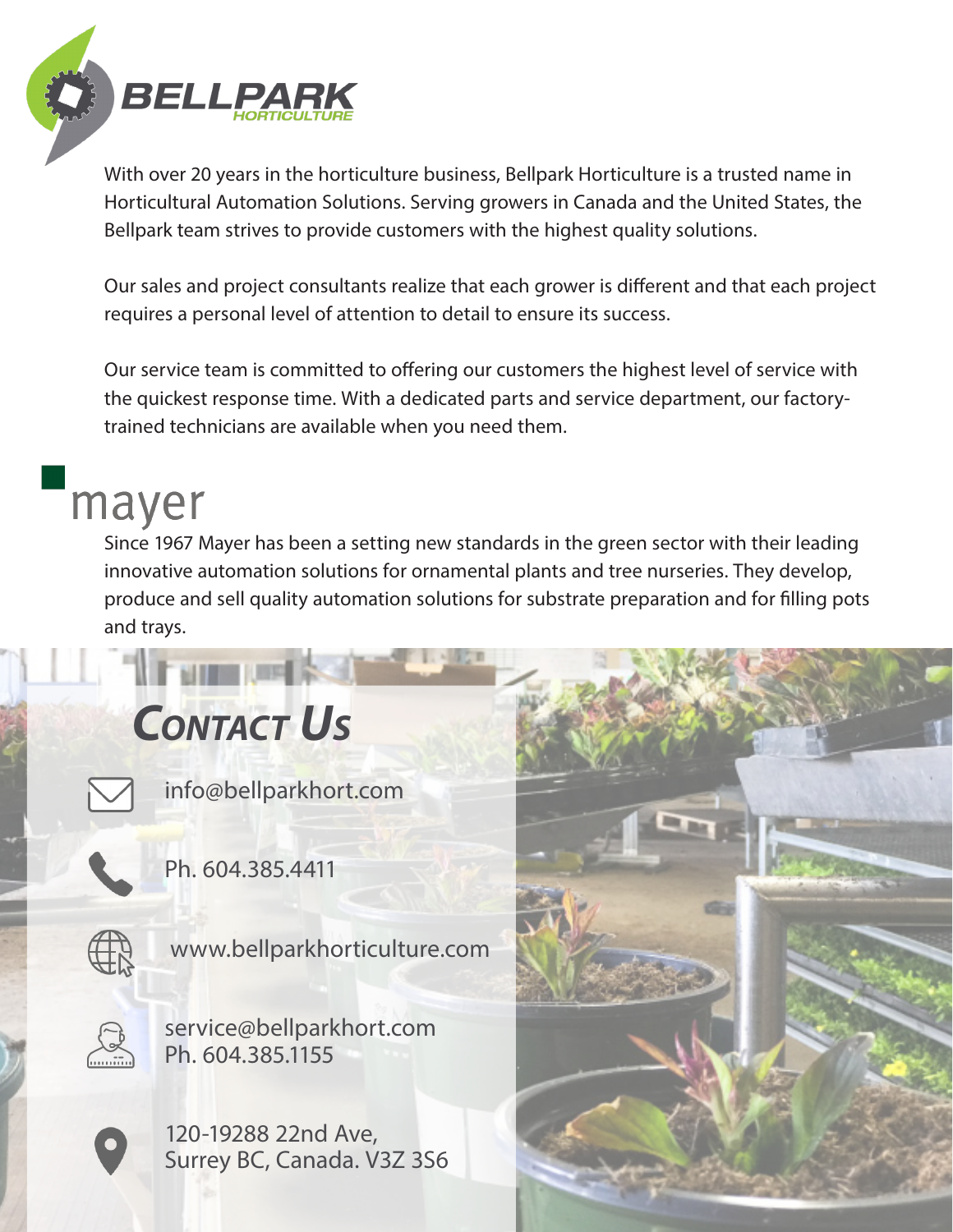# BELLPARK HORTICULTURE

With over 20 years in the horticulture business, Bellpark Horticulture is a trusted name in Horticultural Automation Solutions. Serving growers in Canada and the United States, the Bellpark team strives to provide customers with the highest quality solutions.

Our sales and project consultants realize that each grower is different and that each project requires a personal level of attention to detail to ensure its success.

Our service team is committed to offering our customers the highest level of service with the quickest response time. With a dedicated parts and service department, our factory-trained technicians are available when you need them.

## mayer

Since 1967 Mayer has been a setting new standards in the green sector with their leading innovative automation solutions for ornamental plants and tree nurseries. They develop, produce and sell quality automation solutions for substrate preparation and for filling pots and trays.

## Contact Us

info@bellparkhort.com

Ph. 604.385.4411

www.bellparkhorticulture.com

service@bellparkhort.com
Ph. 604.385.1155

120-19288 22nd Ave,
Surrey BC, Canada. V3Z 3S6